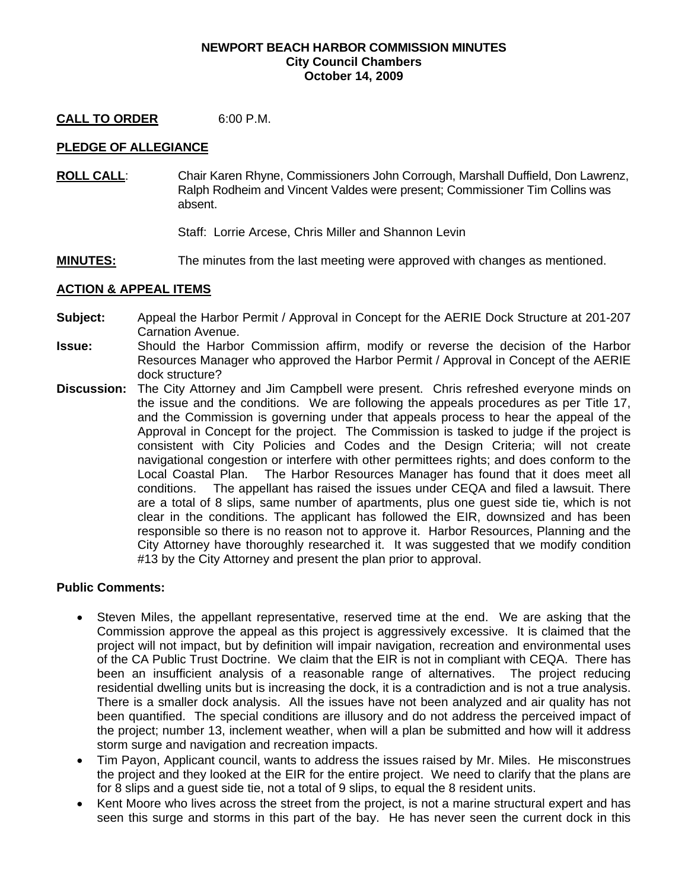**NEWPORT BEACH HARBOR COMMISSION MINUTES**
**City Council Chambers**
**October 14, 2009**

**CALL TO ORDER** 6:00 P.M.

**PLEDGE OF ALLEGIANCE**

**ROLL CALL**: Chair Karen Rhyne, Commissioners John Corrough, Marshall Duffield, Don Lawrenz, Ralph Rodheim and Vincent Valdes were present; Commissioner Tim Collins was absent.

Staff: Lorrie Arcese, Chris Miller and Shannon Levin

**MINUTES:** The minutes from the last meeting were approved with changes as mentioned.

**ACTION & APPEAL ITEMS**

**Subject:** Appeal the Harbor Permit / Approval in Concept for the AERIE Dock Structure at 201-207 Carnation Avenue.

**Issue:** Should the Harbor Commission affirm, modify or reverse the decision of the Harbor Resources Manager who approved the Harbor Permit / Approval in Concept of the AERIE dock structure?

**Discussion:** The City Attorney and Jim Campbell were present. Chris refreshed everyone minds on the issue and the conditions. We are following the appeals procedures as per Title 17, and the Commission is governing under that appeals process to hear the appeal of the Approval in Concept for the project. The Commission is tasked to judge if the project is consistent with City Policies and Codes and the Design Criteria; will not create navigational congestion or interfere with other permittees rights; and does conform to the Local Coastal Plan. The Harbor Resources Manager has found that it does meet all conditions. The appellant has raised the issues under CEQA and filed a lawsuit. There are a total of 8 slips, same number of apartments, plus one guest side tie, which is not clear in the conditions. The applicant has followed the EIR, downsized and has been responsible so there is no reason not to approve it. Harbor Resources, Planning and the City Attorney have thoroughly researched it. It was suggested that we modify condition #13 by the City Attorney and present the plan prior to approval.

**Public Comments:**

- Steven Miles, the appellant representative, reserved time at the end. We are asking that the Commission approve the appeal as this project is aggressively excessive. It is claimed that the project will not impact, but by definition will impair navigation, recreation and environmental uses of the CA Public Trust Doctrine. We claim that the EIR is not in compliant with CEQA. There has been an insufficient analysis of a reasonable range of alternatives. The project reducing residential dwelling units but is increasing the dock, it is a contradiction and is not a true analysis. There is a smaller dock analysis. All the issues have not been analyzed and air quality has not been quantified. The special conditions are illusory and do not address the perceived impact of the project; number 13, inclement weather, when will a plan be submitted and how will it address storm surge and navigation and recreation impacts.
- Tim Payon, Applicant council, wants to address the issues raised by Mr. Miles. He misconstrues the project and they looked at the EIR for the entire project. We need to clarify that the plans are for 8 slips and a guest side tie, not a total of 9 slips, to equal the 8 resident units.
- Kent Moore who lives across the street from the project, is not a marine structural expert and has seen this surge and storms in this part of the bay. He has never seen the current dock in this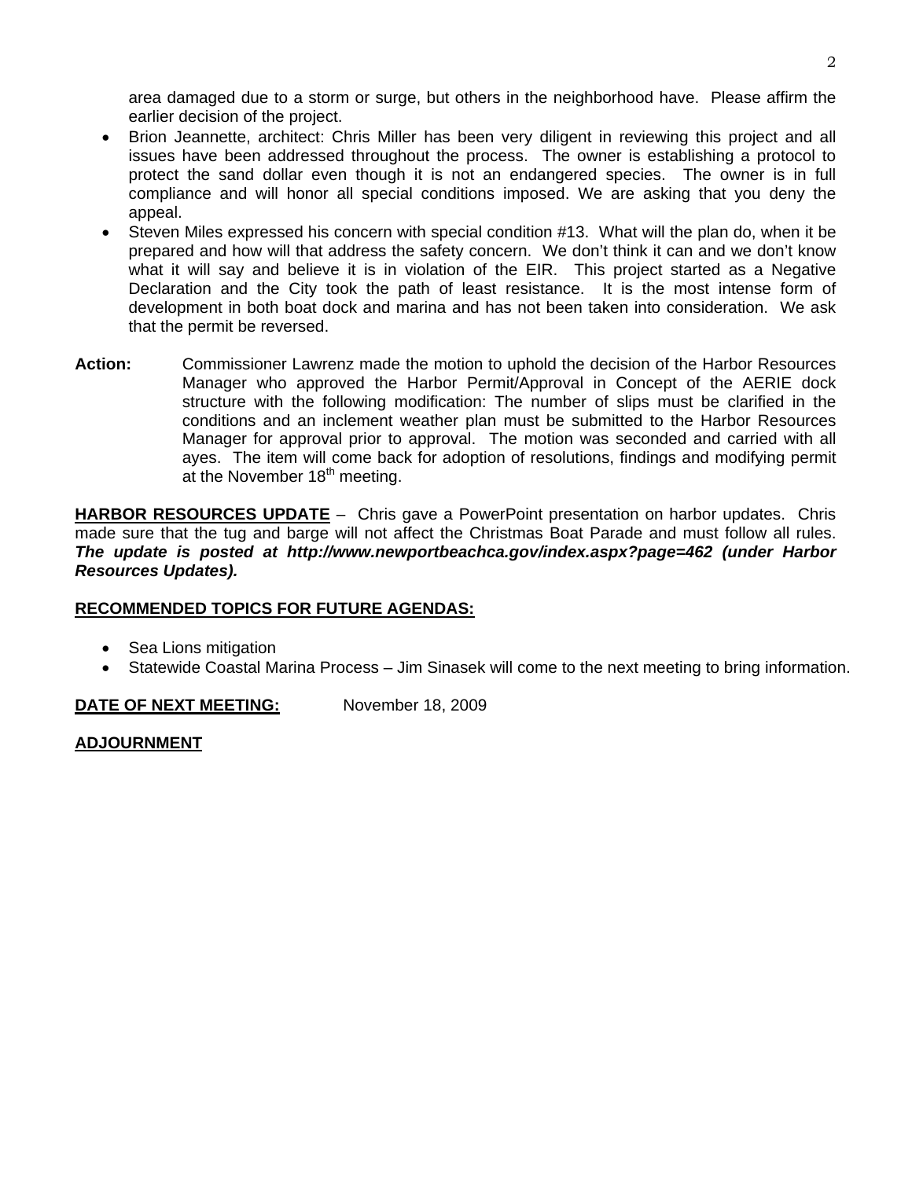area damaged due to a storm or surge, but others in the neighborhood have. Please affirm the earlier decision of the project.

- Brion Jeannette, architect: Chris Miller has been very diligent in reviewing this project and all issues have been addressed throughout the process. The owner is establishing a protocol to protect the sand dollar even though it is not an endangered species. The owner is in full compliance and will honor all special conditions imposed. We are asking that you deny the appeal.
- Steven Miles expressed his concern with special condition #13. What will the plan do, when it be prepared and how will that address the safety concern. We don't think it can and we don't know what it will say and believe it is in violation of the EIR. This project started as a Negative Declaration and the City took the path of least resistance. It is the most intense form of development in both boat dock and marina and has not been taken into consideration. We ask that the permit be reversed.

**Action:** Commissioner Lawrenz made the motion to uphold the decision of the Harbor Resources Manager who approved the Harbor Permit/Approval in Concept of the AERIE dock structure with the following modification: The number of slips must be clarified in the conditions and an inclement weather plan must be submitted to the Harbor Resources Manager for approval prior to approval. The motion was seconded and carried with all ayes. The item will come back for adoption of resolutions, findings and modifying permit at the November 18th meeting.

**HARBOR RESOURCES UPDATE** – Chris gave a PowerPoint presentation on harbor updates. Chris made sure that the tug and barge will not affect the Christmas Boat Parade and must follow all rules. ***The update is posted at http://www.newportbeachca.gov/index.aspx?page=462 (under Harbor Resources Updates).***

**RECOMMENDED TOPICS FOR FUTURE AGENDAS:**

- Sea Lions mitigation
- Statewide Coastal Marina Process – Jim Sinasek will come to the next meeting to bring information.

**DATE OF NEXT MEETING:** November 18, 2009

**ADJOURNMENT**